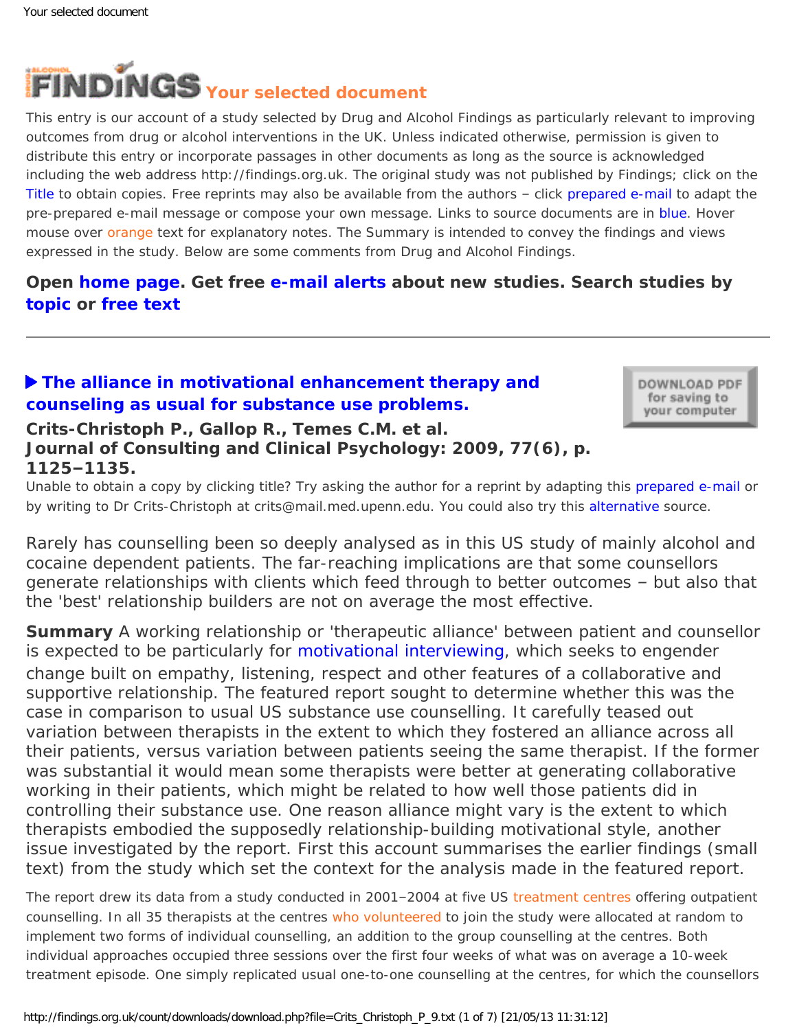# FINDINGS Your selected document

This entry is our account of a study selected by Drug and Alcohol Findings as particularly relevant to improving outcomes from drug or alcohol interventions in the UK. Unless indicated otherwise, permission is given to distribute this entry or incorporate passages in other documents as long as the source is acknowledged including the web address http://findings.org.uk. The original study was not published by Findings; click on the Title to obtain copies. Free reprints may also be available from the authors – click prepared e-mail to adapt the pre-prepared e-mail message or compose your own message. Links to source documents are in blue. Hover mouse over orange text for explanatory notes. The Summary is intended to convey the findings and views expressed in the study. Below are some comments from Drug and Alcohol Findings.

**Open home page. Get free e-mail alerts about new studies. Search studies by topic or free text**

---

## ▶ The alliance in motivational enhancement therapy and counseling as usual for substance use problems.

**Crits-Christoph P., Gallop R., Temes C.M. et al.**
**Journal of Consulting and Clinical Psychology: 2009, 77(6), p. 1125–1135.**

DOWNLOAD PDF for saving to your computer

Unable to obtain a copy by clicking title? Try asking the author for a reprint by adapting this prepared e-mail or by writing to Dr Crits-Christoph at crits@mail.med.upenn.edu. You could also try this alternative source.

Rarely has counselling been so deeply analysed as in this US study of mainly alcohol and cocaine dependent patients. The far-reaching implications are that some counsellors generate relationships with clients which feed through to better outcomes – but also that the 'best' relationship builders are not on average the most effective.

**Summary** A working relationship or 'therapeutic alliance' between patient and counsellor is expected to be particularly for motivational interviewing, which seeks to engender change built on empathy, listening, respect and other features of a collaborative and supportive relationship. The featured report sought to determine whether this was the case in comparison to usual US substance use counselling. It carefully teased out variation between therapists in the extent to which they fostered an alliance across all their patients, versus variation between patients seeing the same therapist. If the former was substantial it would mean some therapists were better at generating collaborative working in their patients, which might be related to how well those patients did in controlling their substance use. One reason alliance might vary is the extent to which therapists embodied the supposedly relationship-building motivational style, another issue investigated by the report. First this account summarises the earlier findings (small text) from the study which set the context for the analysis made in the featured report.

The report drew its data from a study conducted in 2001–2004 at five US treatment centres offering outpatient counselling. In all 35 therapists at the centres who volunteered to join the study were allocated at random to implement two forms of individual counselling, an addition to the group counselling at the centres. Both individual approaches occupied three sessions over the first four weeks of what was on average a 10-week treatment episode. One simply replicated usual one-to-one counselling at the centres, for which the counsellors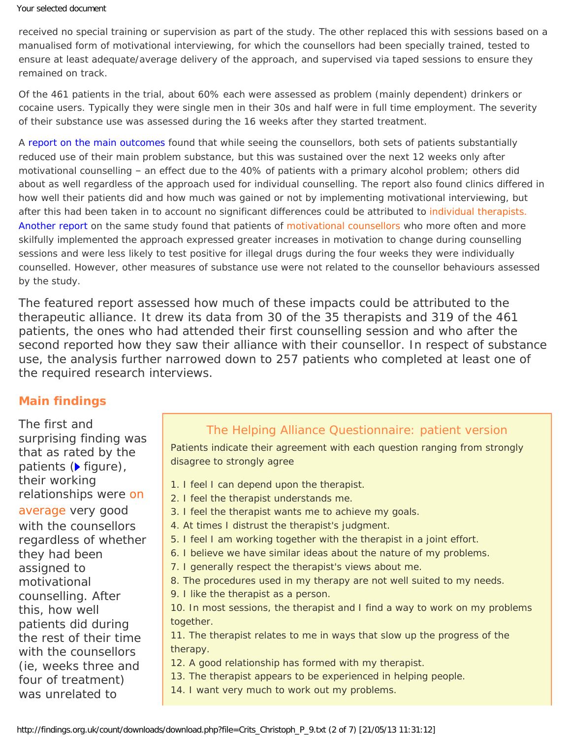received no special training or supervision as part of the study. The other replaced this with sessions based on a manualised form of motivational interviewing, for which the counsellors had been specially trained, tested to ensure at least adequate/average delivery of the approach, and supervised via taped sessions to ensure they remained on track.

Of the 461 patients in the trial, about 60% each were assessed as problem (mainly dependent) drinkers or cocaine users. Typically they were single men in their 30s and half were in full time employment. The severity of their substance use was assessed during the 16 weeks after they started treatment.

A report on the main outcomes found that while seeing the counsellors, both sets of patients substantially reduced use of their main problem substance, but this was sustained over the next 12 weeks only after motivational counselling – an effect due to the 40% of patients with a primary alcohol problem; others did about as well regardless of the approach used for individual counselling. The report also found clinics differed in how well their patients did and how much was gained or not by implementing motivational interviewing, but after this had been taken in to account no significant differences could be attributed to individual therapists. Another report on the same study found that patients of motivational counsellors who more often and more skilfully implemented the approach expressed greater increases in motivation to change during counselling sessions and were less likely to test positive for illegal drugs during the four weeks they were individually counselled. However, other measures of substance use were not related to the counsellor behaviours assessed by the study.

The featured report assessed how much of these impacts could be attributed to the therapeutic alliance. It drew its data from 30 of the 35 therapists and 319 of the 461 patients, the ones who had attended their first counselling session and who after the second reported how they saw their alliance with their counsellor. In respect of substance use, the analysis further narrowed down to 257 patients who completed at least one of the required research interviews.

## Main findings

The first and surprising finding was that as rated by the patients (figure), their working relationships were on average very good with the counsellors regardless of whether they had been assigned to motivational counselling. After this, how well patients did during the rest of their time with the counsellors (ie, weeks three and four of treatment) was unrelated to

> **The Helping Alliance Questionnaire: patient version**
>
> Patients indicate their agreement with each question ranging from strongly disagree to strongly agree
>
> 1. I feel I can depend upon the therapist.
> 2. I feel the therapist understands me.
> 3. I feel the therapist wants me to achieve my goals.
> 4. At times I distrust the therapist's judgment.
> 5. I feel I am working together with the therapist in a joint effort.
> 6. I believe we have similar ideas about the nature of my problems.
> 7. I generally respect the therapist's views about me.
> 8. The procedures used in my therapy are not well suited to my needs.
> 9. I like the therapist as a person.
> 10. In most sessions, the therapist and I find a way to work on my problems together.
> 11. The therapist relates to me in ways that slow up the progress of the therapy.
> 12. A good relationship has formed with my therapist.
> 13. The therapist appears to be experienced in helping people.
> 14. I want very much to work out my problems.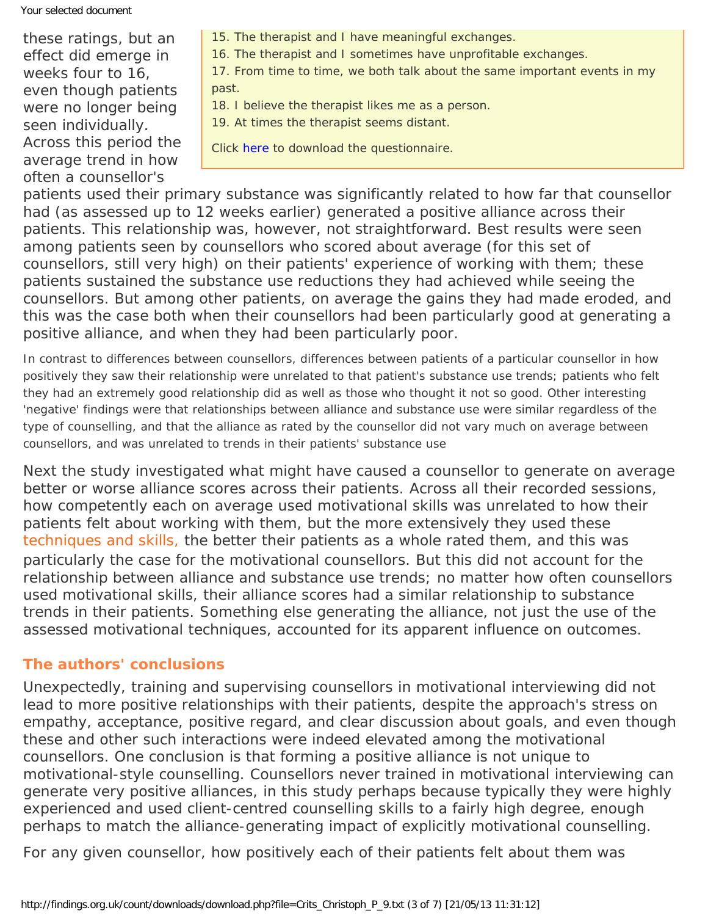these ratings, but an effect did emerge in weeks four to 16, even though patients were no longer being seen individually. Across this period the average trend in how often a counsellor's patients used their primary substance was significantly related to how far that counsellor had (as assessed up to 12 weeks earlier) generated a positive alliance across their patients. This relationship was, however, not straightforward. Best results were seen among patients seen by counsellors who scored about average (for this set of counsellors, still very high) on their patients' experience of working with them; these patients sustained the substance use reductions they had achieved while seeing the counsellors. But among other patients, on average the gains they had made eroded, and this was the case both when their counsellors had been particularly good at generating a positive alliance, and when they had been particularly poor.

15. The therapist and I have meaningful exchanges.
16. The therapist and I sometimes have unprofitable exchanges.
17. From time to time, we both talk about the same important events in my past.
18. I believe the therapist likes me as a person.
19. At times the therapist seems distant.

Click here to download the questionnaire.

In contrast to differences between counsellors, differences between patients of a particular counsellor in how positively they saw their relationship were unrelated to that patient's substance use trends; patients who felt they had an extremely good relationship did as well as those who thought it not so good. Other interesting 'negative' findings were that relationships between alliance and substance use were similar regardless of the type of counselling, and that the alliance as rated by the counsellor did not vary much on average between counsellors, and was unrelated to trends in their patients' substance use

Next the study investigated what might have caused a counsellor to generate on average better or worse alliance scores across their patients. Across all their recorded sessions, how competently each on average used motivational skills was unrelated to how their patients felt about working with them, but the more extensively they used these techniques and skills, the better their patients as a whole rated them, and this was particularly the case for the motivational counsellors. But this did not account for the relationship between alliance and substance use trends; no matter how often counsellors used motivational skills, their alliance scores had a similar relationship to substance trends in their patients. Something else generating the alliance, not just the use of the assessed motivational techniques, accounted for its apparent influence on outcomes.

## The authors' conclusions

Unexpectedly, training and supervising counsellors in motivational interviewing did not lead to more positive relationships with their patients, despite the approach's stress on empathy, acceptance, positive regard, and clear discussion about goals, and even though these and other such interactions were indeed elevated among the motivational counsellors. One conclusion is that forming a positive alliance is not unique to motivational-style counselling. Counsellors never trained in motivational interviewing can generate very positive alliances, in this study perhaps because typically they were highly experienced and used client-centred counselling skills to a fairly high degree, enough perhaps to match the alliance-generating impact of explicitly motivational counselling.

For any given counsellor, how positively each of their patients felt about them was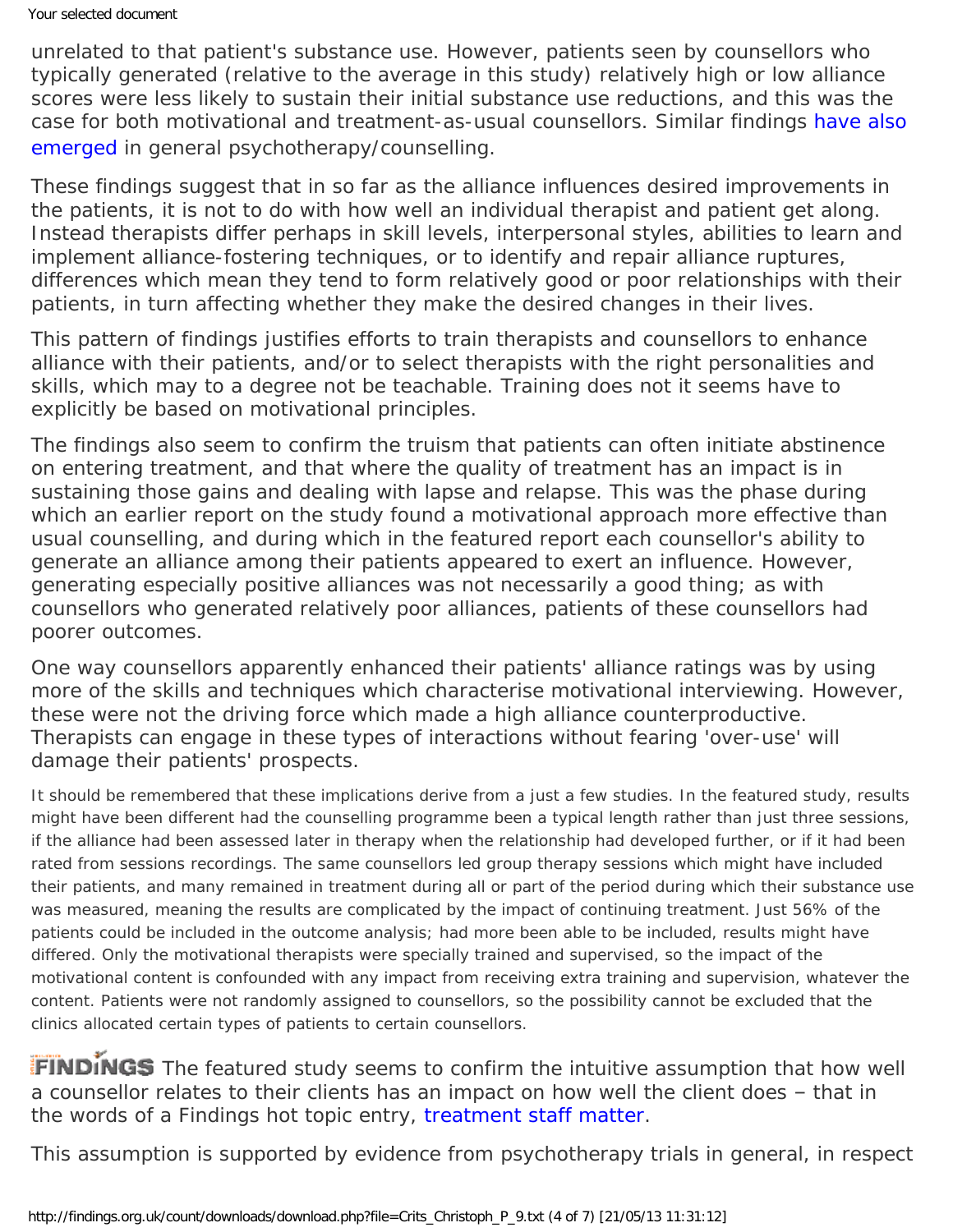unrelated to that patient's substance use. However, patients seen by counsellors who typically generated (relative to the average in this study) relatively high or low alliance scores were less likely to sustain their initial substance use reductions, and this was the case for both motivational and treatment-as-usual counsellors. Similar findings have also emerged in general psychotherapy/counselling.

These findings suggest that in so far as the alliance influences desired improvements in the patients, it is not to do with how well an individual therapist and patient get along. Instead therapists differ perhaps in skill levels, interpersonal styles, abilities to learn and implement alliance-fostering techniques, or to identify and repair alliance ruptures, differences which mean they tend to form relatively good or poor relationships with their patients, in turn affecting whether they make the desired changes in their lives.

This pattern of findings justifies efforts to train therapists and counsellors to enhance alliance with their patients, and/or to select therapists with the right personalities and skills, which may to a degree not be teachable. Training does not it seems have to explicitly be based on motivational principles.

The findings also seem to confirm the truism that patients can often initiate abstinence on entering treatment, and that where the quality of treatment has an impact is in sustaining those gains and dealing with lapse and relapse. This was the phase during which an earlier report on the study found a motivational approach more effective than usual counselling, and during which in the featured report each counsellor's ability to generate an alliance among their patients appeared to exert an influence. However, generating especially positive alliances was not necessarily a good thing; as with counsellors who generated relatively poor alliances, patients of these counsellors had poorer outcomes.

One way counsellors apparently enhanced their patients' alliance ratings was by using more of the skills and techniques which characterise motivational interviewing. However, these were not the driving force which made a high alliance counterproductive. Therapists can engage in these types of interactions without fearing 'over-use' will damage their patients' prospects.

It should be remembered that these implications derive from a just a few studies. In the featured study, results might have been different had the counselling programme been a typical length rather than just three sessions, if the alliance had been assessed later in therapy when the relationship had developed further, or if it had been rated from sessions recordings. The same counsellors led group therapy sessions which might have included their patients, and many remained in treatment during all or part of the period during which their substance use was measured, meaning the results are complicated by the impact of continuing treatment. Just 56% of the patients could be included in the outcome analysis; had more been able to be included, results might have differed. Only the motivational therapists were specially trained and supervised, so the impact of the motivational content is confounded with any impact from receiving extra training and supervision, whatever the content. Patients were not randomly assigned to counsellors, so the possibility cannot be excluded that the clinics allocated certain types of patients to certain counsellors.

**FINDINGS** The featured study seems to confirm the intuitive assumption that how well a counsellor relates to their clients has an impact on how well the client does – that in the words of a Findings hot topic entry, treatment staff matter.

This assumption is supported by evidence from psychotherapy trials in general, in respect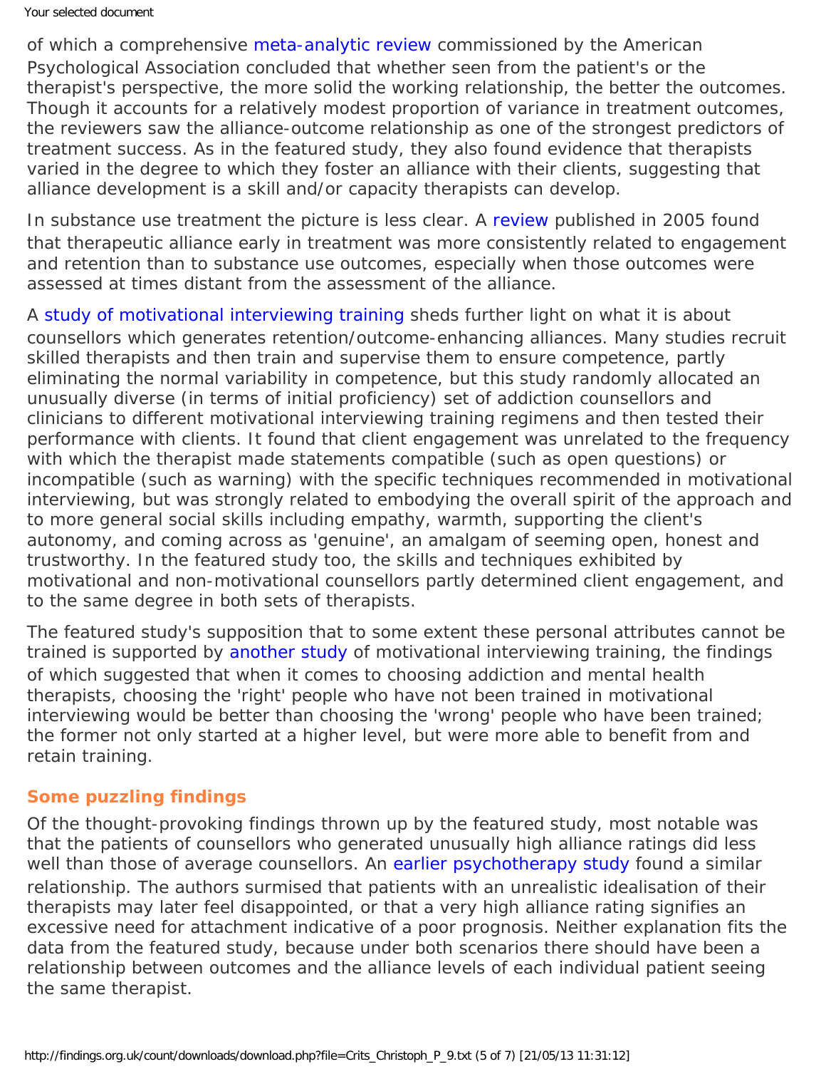of which a comprehensive meta-analytic review commissioned by the American Psychological Association concluded that whether seen from the patient's or the therapist's perspective, the more solid the working relationship, the better the outcomes. Though it accounts for a relatively modest proportion of variance in treatment outcomes, the reviewers saw the alliance-outcome relationship as one of the strongest predictors of treatment success. As in the featured study, they also found evidence that therapists varied in the degree to which they foster an alliance with their clients, suggesting that alliance development is a skill and/or capacity therapists can develop.

In substance use treatment the picture is less clear. A review published in 2005 found that therapeutic alliance early in treatment was more consistently related to engagement and retention than to substance use outcomes, especially when those outcomes were assessed at times distant from the assessment of the alliance.

A study of motivational interviewing training sheds further light on what it is about counsellors which generates retention/outcome-enhancing alliances. Many studies recruit skilled therapists and then train and supervise them to ensure competence, partly eliminating the normal variability in competence, but this study randomly allocated an unusually diverse (in terms of initial proficiency) set of addiction counsellors and clinicians to different motivational interviewing training regimens and then tested their performance with clients. It found that client engagement was unrelated to the frequency with which the therapist made statements compatible (such as open questions) or incompatible (such as warning) with the specific techniques recommended in motivational interviewing, but was strongly related to embodying the overall spirit of the approach and to more general social skills including empathy, warmth, supporting the client's autonomy, and coming across as 'genuine', an amalgam of seeming open, honest and trustworthy. In the featured study too, the skills and techniques exhibited by motivational and non-motivational counsellors partly determined client engagement, and to the same degree in both sets of therapists.

The featured study's supposition that to some extent these personal attributes cannot be trained is supported by another study of motivational interviewing training, the findings of which suggested that when it comes to choosing addiction and mental health therapists, choosing the 'right' people who have not been trained in motivational interviewing would be better than choosing the 'wrong' people who have been trained; the former not only started at a higher level, but were more able to benefit from and retain training.

## Some puzzling findings

Of the thought-provoking findings thrown up by the featured study, most notable was that the patients of counsellors who generated unusually high alliance ratings did less well than those of average counsellors. An earlier psychotherapy study found a similar relationship. The authors surmised that patients with an unrealistic idealisation of their therapists may later feel disappointed, or that a very high alliance rating signifies an excessive need for attachment indicative of a poor prognosis. Neither explanation fits the data from the featured study, because under both scenarios there should have been a relationship between outcomes and the alliance levels of each individual patient seeing the same therapist.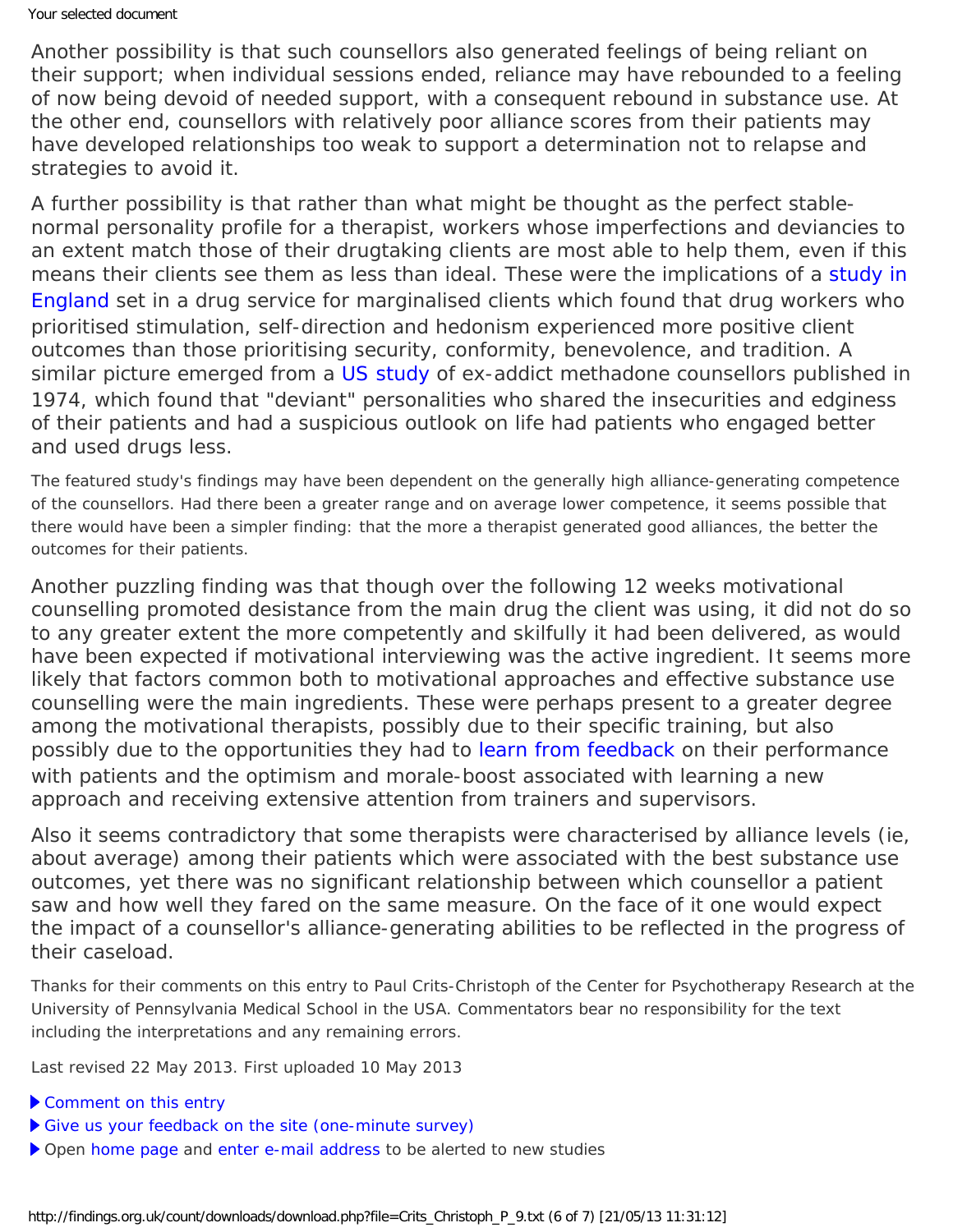Another possibility is that such counsellors also generated feelings of being reliant on their support; when individual sessions ended, reliance may have rebounded to a feeling of now being devoid of needed support, with a consequent rebound in substance use. At the other end, counsellors with relatively poor alliance scores from their patients may have developed relationships too weak to support a determination not to relapse and strategies to avoid it.

A further possibility is that rather than what might be thought as the perfect stable-normal personality profile for a therapist, workers whose imperfections and deviancies to an extent match those of their drugtaking clients are most able to help them, even if this means their clients see them as less than ideal. These were the implications of a study in England set in a drug service for marginalised clients which found that drug workers who prioritised stimulation, self-direction and hedonism experienced more positive client outcomes than those prioritising security, conformity, benevolence, and tradition. A similar picture emerged from a US study of ex-addict methadone counsellors published in 1974, which found that "deviant" personalities who shared the insecurities and edginess of their patients and had a suspicious outlook on life had patients who engaged better and used drugs less.

The featured study's findings may have been dependent on the generally high alliance-generating competence of the counsellors. Had there been a greater range and on average lower competence, it seems possible that there would have been a simpler finding: that the more a therapist generated good alliances, the better the outcomes for their patients.

Another puzzling finding was that though over the following 12 weeks motivational counselling promoted desistance from the main drug the client was using, it did not do so to any greater extent the more competently and skilfully it had been delivered, as would have been expected if motivational interviewing was the active ingredient. It seems more likely that factors common both to motivational approaches and effective substance use counselling were the main ingredients. These were perhaps present to a greater degree among the motivational therapists, possibly due to their specific training, but also possibly due to the opportunities they had to learn from feedback on their performance with patients and the optimism and morale-boost associated with learning a new approach and receiving extensive attention from trainers and supervisors.

Also it seems contradictory that some therapists were characterised by alliance levels (ie, about average) among their patients which were associated with the best substance use outcomes, yet there was no significant relationship between which counsellor a patient saw and how well they fared on the same measure. On the face of it one would expect the impact of a counsellor's alliance-generating abilities to be reflected in the progress of their caseload.

Thanks for their comments on this entry to Paul Crits-Christoph of the Center for Psychotherapy Research at the University of Pennsylvania Medical School in the USA. Commentators bear no responsibility for the text including the interpretations and any remaining errors.

Last revised 22 May 2013. First uploaded 10 May 2013

- Comment on this entry
- Give us your feedback on the site (one-minute survey)
- Open home page and enter e-mail address to be alerted to new studies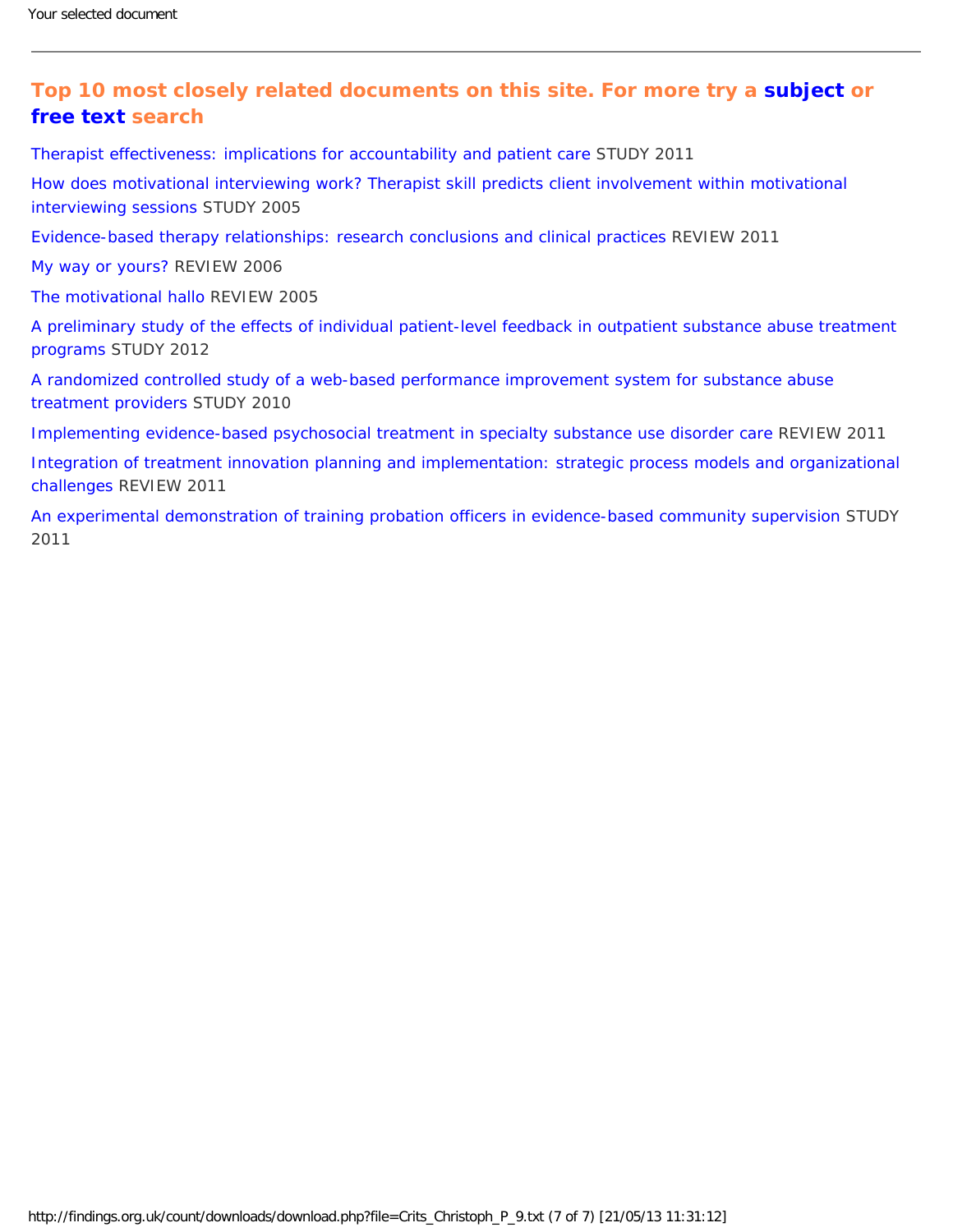## Top 10 most closely related documents on this site. For more try a subject or free text search

Therapist effectiveness: implications for accountability and patient care STUDY 2011

How does motivational interviewing work? Therapist skill predicts client involvement within motivational interviewing sessions STUDY 2005

Evidence-based therapy relationships: research conclusions and clinical practices REVIEW 2011

My way or yours? REVIEW 2006

The motivational hallo REVIEW 2005

A preliminary study of the effects of individual patient-level feedback in outpatient substance abuse treatment programs STUDY 2012

A randomized controlled study of a web-based performance improvement system for substance abuse treatment providers STUDY 2010

Implementing evidence-based psychosocial treatment in specialty substance use disorder care REVIEW 2011

Integration of treatment innovation planning and implementation: strategic process models and organizational challenges REVIEW 2011

An experimental demonstration of training probation officers in evidence-based community supervision STUDY 2011